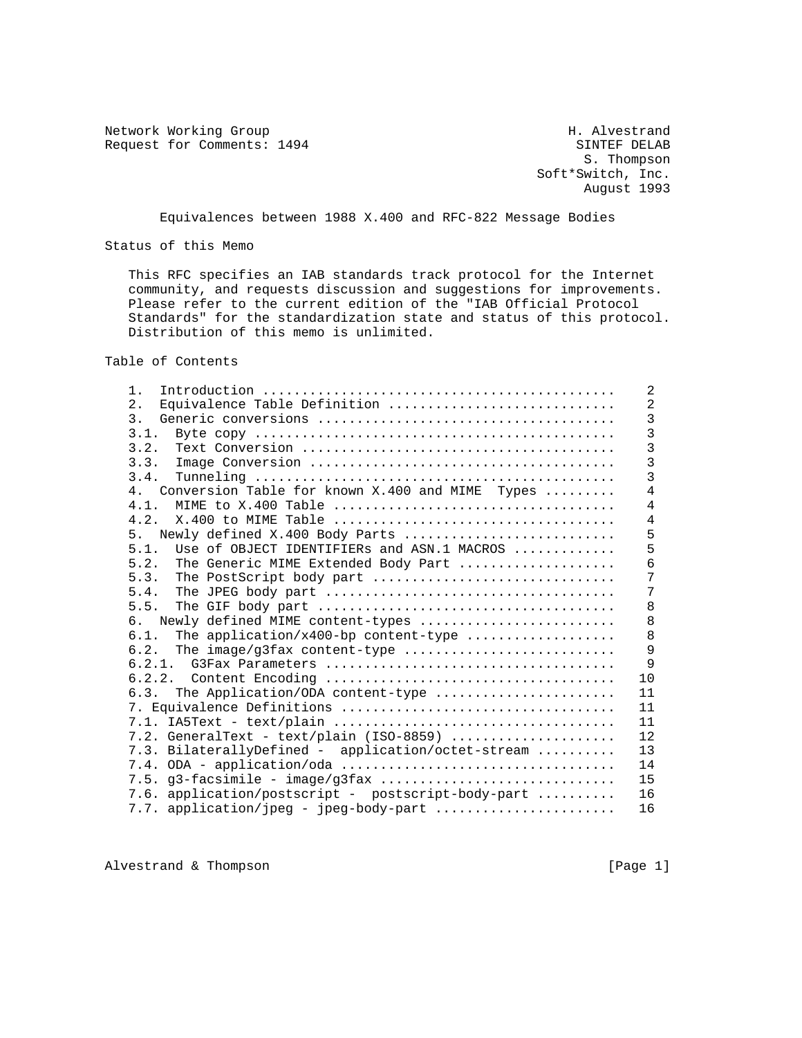Network Working Group H. Alvestrand
Request for Comments: 1494 SINTEF DELAB
S. Thompson
Soft*Switch, Inc.
August 1993

# Equivalences between 1988 X.400 and RFC-822 Message Bodies

## Status of this Memo

This RFC specifies an IAB standards track protocol for the Internet community, and requests discussion and suggestions for improvements. Please refer to the current edition of the "IAB Official Protocol Standards" for the standardization state and status of this protocol. Distribution of this memo is unlimited.

## Table of Contents

```
   1.  Introduction ...........................................    2
   2.  Equivalence Table Definition ...........................    2
   3.  Generic conversions ....................................    3
   3.1.  Byte copy ............................................    3
   3.2.  Text Conversion ......................................    3
   3.3.  Image Conversion .....................................    3
   3.4.  Tunneling ............................................    3
   4.  Conversion Table for known X.400 and MIME  Types .......    4
   4.1.  MIME to X.400 Table ..................................    4
   4.2.  X.400 to MIME Table ..................................    4
   5.  Newly defined X.400 Body Parts .........................    5
   5.1.  Use of OBJECT IDENTIFIERs and ASN.1 MACROS ...........    5
   5.2.  The Generic MIME Extended Body Part ..................    6
   5.3.  The PostScript body part .............................    7
   5.4.  The JPEG body part ...................................    7
   5.5.  The GIF body part ....................................    8
   6.  Newly defined MIME content-types .......................    8
   6.1.  The application/x400-bp content-type .................    8
   6.2.  The image/g3fax content-type .........................    9
   6.2.1.  G3Fax Parameters ...................................    9
   6.2.2.  Content Encoding ...................................   10
   6.3.  The Application/ODA content-type .....................   11
   7. Equivalence Definitions .................................   11
   7.1. IA5Text - text/plain ..................................   11
   7.2. GeneralText - text/plain (ISO-8859) ...................   12
   7.3. BilaterallyDefined -  application/octet-stream ........   13
   7.4. ODA - application/oda .................................   14
   7.5. g3-facsimile - image/g3fax ............................   15
   7.6. application/postscript -  postscript-body-part ........   16
   7.7. application/jpeg - jpeg-body-part .....................   16
```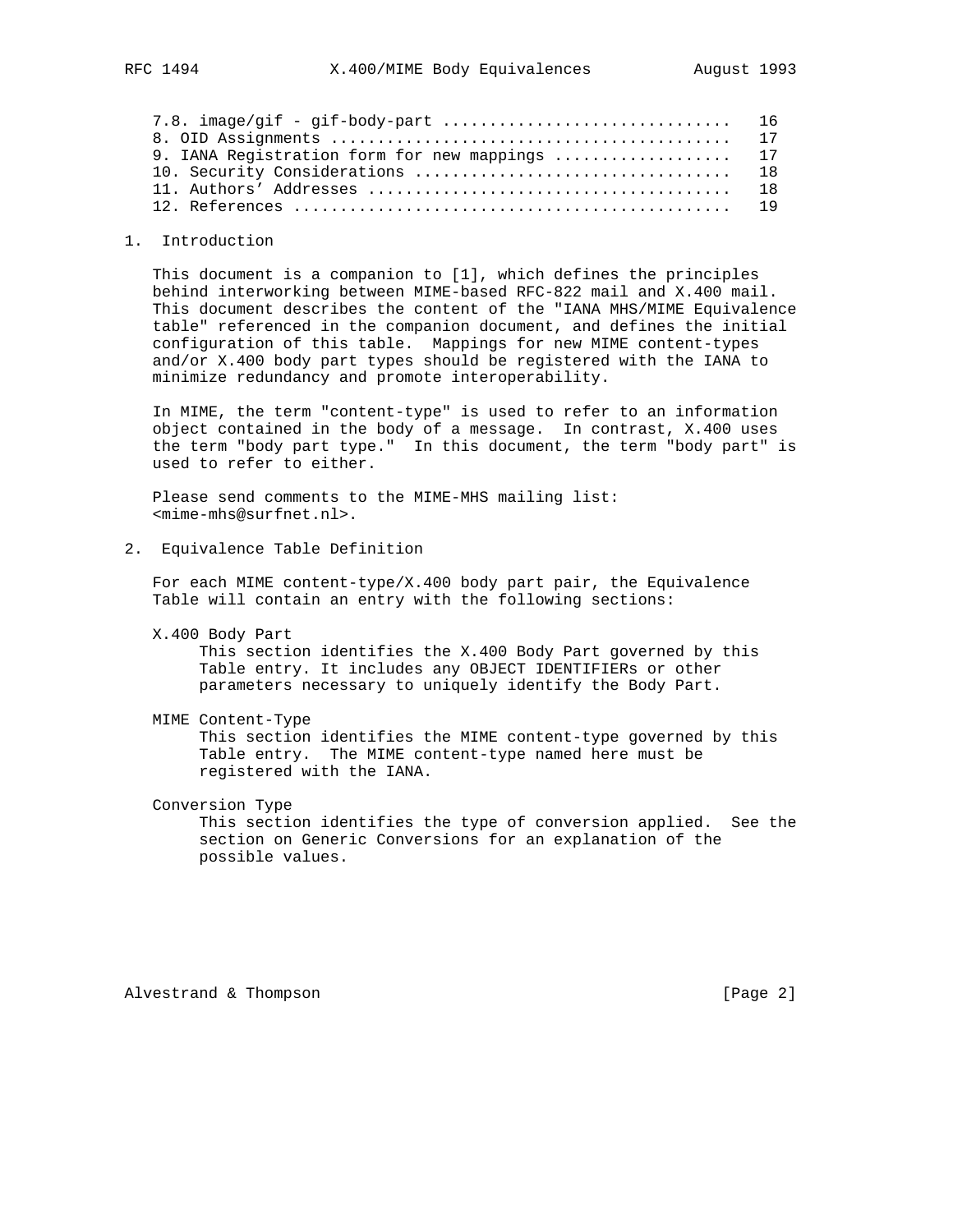7.8. image/gif - gif-body-part .............................. 16
8. OID Assignments ......................................... 17
9. IANA Registration form for new mappings .................. 17
10. Security Considerations ................................. 18
11. Authors' Addresses ...................................... 18
12. References .............................................. 19

## 1. Introduction

This document is a companion to [1], which defines the principles behind interworking between MIME-based RFC-822 mail and X.400 mail. This document describes the content of the "IANA MHS/MIME Equivalence table" referenced in the companion document, and defines the initial configuration of this table. Mappings for new MIME content-types and/or X.400 body part types should be registered with the IANA to minimize redundancy and promote interoperability.

In MIME, the term "content-type" is used to refer to an information object contained in the body of a message. In contrast, X.400 uses the term "body part type." In this document, the term "body part" is used to refer to either.

Please send comments to the MIME-MHS mailing list: <mime-mhs@surfnet.nl>.

## 2. Equivalence Table Definition

For each MIME content-type/X.400 body part pair, the Equivalence Table will contain an entry with the following sections:

X.400 Body Part
: This section identifies the X.400 Body Part governed by this Table entry. It includes any OBJECT IDENTIFIERs or other parameters necessary to uniquely identify the Body Part.

MIME Content-Type
: This section identifies the MIME content-type governed by this Table entry. The MIME content-type named here must be registered with the IANA.

Conversion Type
: This section identifies the type of conversion applied. See the section on Generic Conversions for an explanation of the possible values.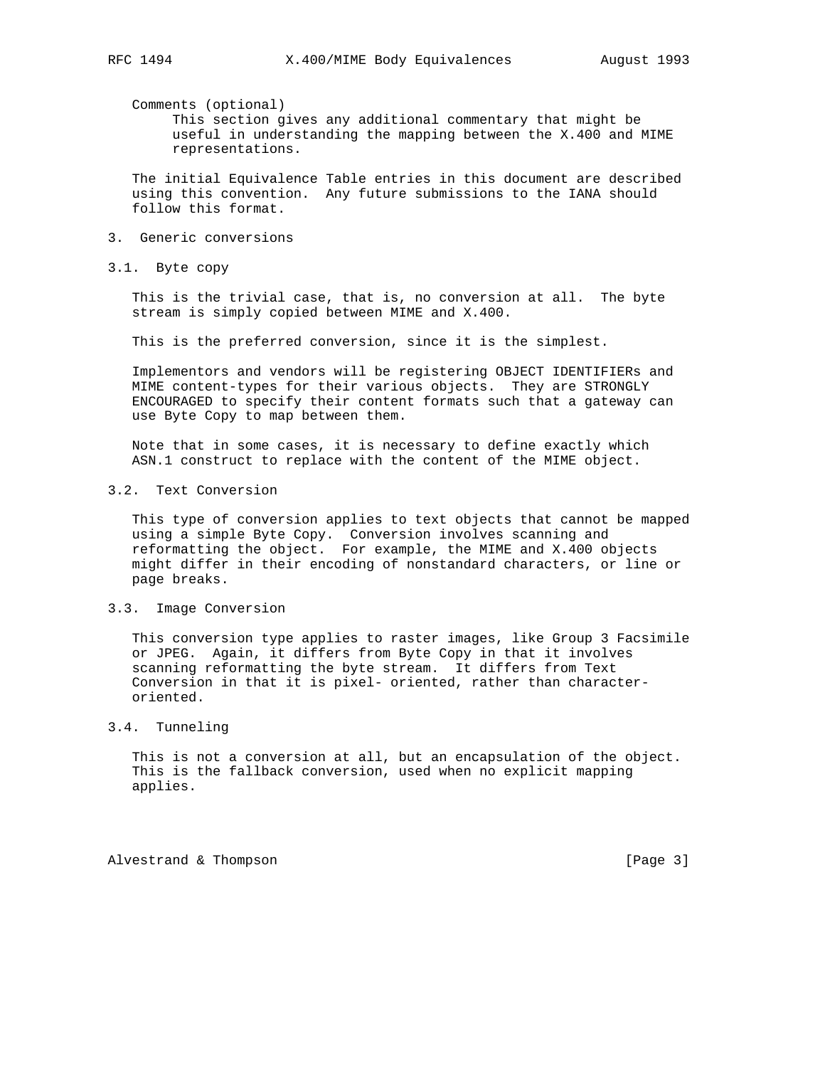Comments (optional)
: This section gives any additional commentary that might be useful in understanding the mapping between the X.400 and MIME representations.

The initial Equivalence Table entries in this document are described using this convention. Any future submissions to the IANA should follow this format.

## 3. Generic conversions

### 3.1. Byte copy

This is the trivial case, that is, no conversion at all. The byte stream is simply copied between MIME and X.400.

This is the preferred conversion, since it is the simplest.

Implementors and vendors will be registering OBJECT IDENTIFIERs and MIME content-types for their various objects. They are STRONGLY ENCOURAGED to specify their content formats such that a gateway can use Byte Copy to map between them.

Note that in some cases, it is necessary to define exactly which ASN.1 construct to replace with the content of the MIME object.

### 3.2. Text Conversion

This type of conversion applies to text objects that cannot be mapped using a simple Byte Copy. Conversion involves scanning and reformatting the object. For example, the MIME and X.400 objects might differ in their encoding of nonstandard characters, or line or page breaks.

### 3.3. Image Conversion

This conversion type applies to raster images, like Group 3 Facsimile or JPEG. Again, it differs from Byte Copy in that it involves scanning reformatting the byte stream. It differs from Text Conversion in that it is pixel- oriented, rather than character-oriented.

### 3.4. Tunneling

This is not a conversion at all, but an encapsulation of the object. This is the fallback conversion, used when no explicit mapping applies.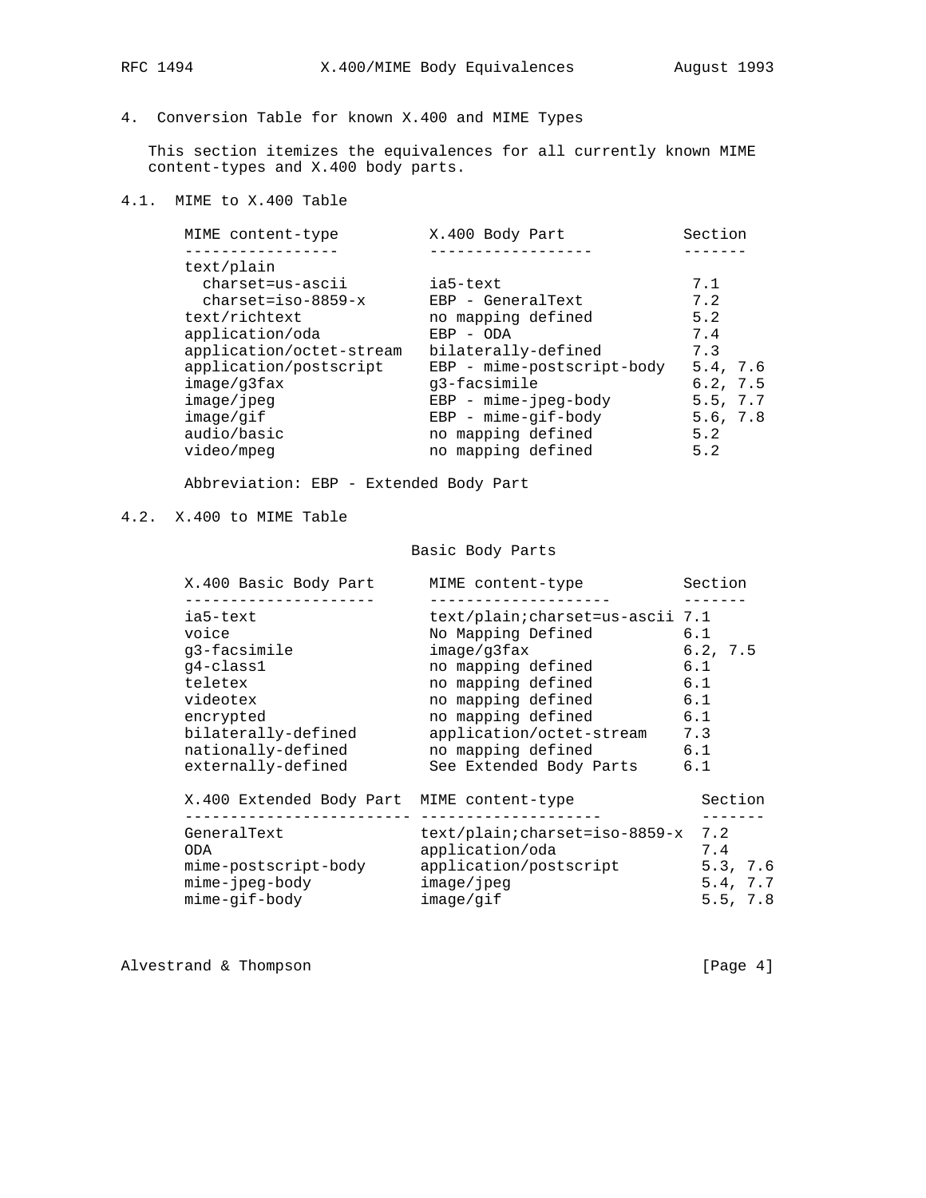## 4. Conversion Table for known X.400 and MIME Types

This section itemizes the equivalences for all currently known MIME content-types and X.400 body parts.

### 4.1. MIME to X.400 Table

| MIME content-type | X.400 Body Part | Section |
|---|---|---|
| text/plain | | |
| charset=us-ascii | ia5-text | 7.1 |
| charset=iso-8859-x | EBP - GeneralText | 7.2 |
| text/richtext | no mapping defined | 5.2 |
| application/oda | EBP - ODA | 7.4 |
| application/octet-stream | bilaterally-defined | 7.3 |
| application/postscript | EBP - mime-postscript-body | 5.4, 7.6 |
| image/g3fax | g3-facsimile | 6.2, 7.5 |
| image/jpeg | EBP - mime-jpeg-body | 5.5, 7.7 |
| image/gif | EBP - mime-gif-body | 5.6, 7.8 |
| audio/basic | no mapping defined | 5.2 |
| video/mpeg | no mapping defined | 5.2 |

Abbreviation: EBP - Extended Body Part

### 4.2. X.400 to MIME Table

Basic Body Parts

| X.400 Basic Body Part | MIME content-type | Section |
|---|---|---|
| ia5-text | text/plain;charset=us-ascii | 7.1 |
| voice | No Mapping Defined | 6.1 |
| g3-facsimile | image/g3fax | 6.2, 7.5 |
| g4-class1 | no mapping defined | 6.1 |
| teletex | no mapping defined | 6.1 |
| videotex | no mapping defined | 6.1 |
| encrypted | no mapping defined | 6.1 |
| bilaterally-defined | application/octet-stream | 7.3 |
| nationally-defined | no mapping defined | 6.1 |
| externally-defined | See Extended Body Parts | 6.1 |

| X.400 Extended Body Part | MIME content-type | Section |
|---|---|---|
| GeneralText | text/plain;charset=iso-8859-x | 7.2 |
| ODA | application/oda | 7.4 |
| mime-postscript-body | application/postscript | 5.3, 7.6 |
| mime-jpeg-body | image/jpeg | 5.4, 7.7 |
| mime-gif-body | image/gif | 5.5, 7.8 |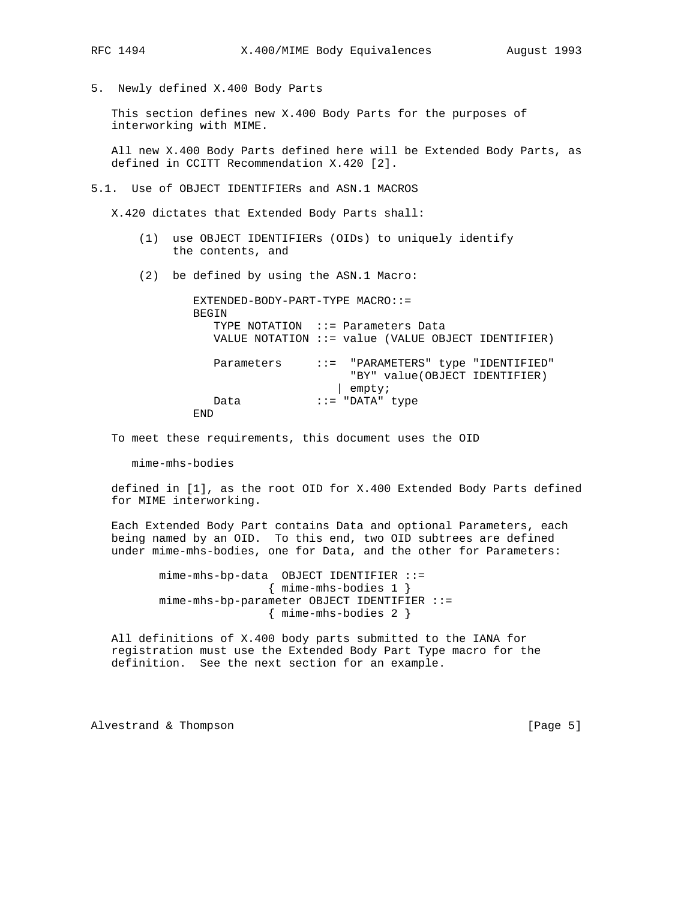## 5. Newly defined X.400 Body Parts

This section defines new X.400 Body Parts for the purposes of interworking with MIME.

All new X.400 Body Parts defined here will be Extended Body Parts, as defined in CCITT Recommendation X.420 [2].

### 5.1. Use of OBJECT IDENTIFIERs and ASN.1 MACROS

X.420 dictates that Extended Body Parts shall:

(1) use OBJECT IDENTIFIERs (OIDs) to uniquely identify the contents, and

(2) be defined by using the ASN.1 Macro:

```
EXTENDED-BODY-PART-TYPE MACRO::=
BEGIN
   TYPE NOTATION  ::= Parameters Data
   VALUE NOTATION ::= value (VALUE OBJECT IDENTIFIER)

   Parameters     ::=  "PARAMETERS" type "IDENTIFIED"
                        "BY" value(OBJECT IDENTIFIER)
                     | empty;
   Data           ::= "DATA" type
END
```

To meet these requirements, this document uses the OID

```
mime-mhs-bodies
```

defined in [1], as the root OID for X.400 Extended Body Parts defined for MIME interworking.

Each Extended Body Part contains Data and optional Parameters, each being named by an OID. To this end, two OID subtrees are defined under mime-mhs-bodies, one for Data, and the other for Parameters:

```
mime-mhs-bp-data  OBJECT IDENTIFIER ::=
                  { mime-mhs-bodies 1 }
mime-mhs-bp-parameter OBJECT IDENTIFIER ::=
                  { mime-mhs-bodies 2 }
```

All definitions of X.400 body parts submitted to the IANA for registration must use the Extended Body Part Type macro for the definition. See the next section for an example.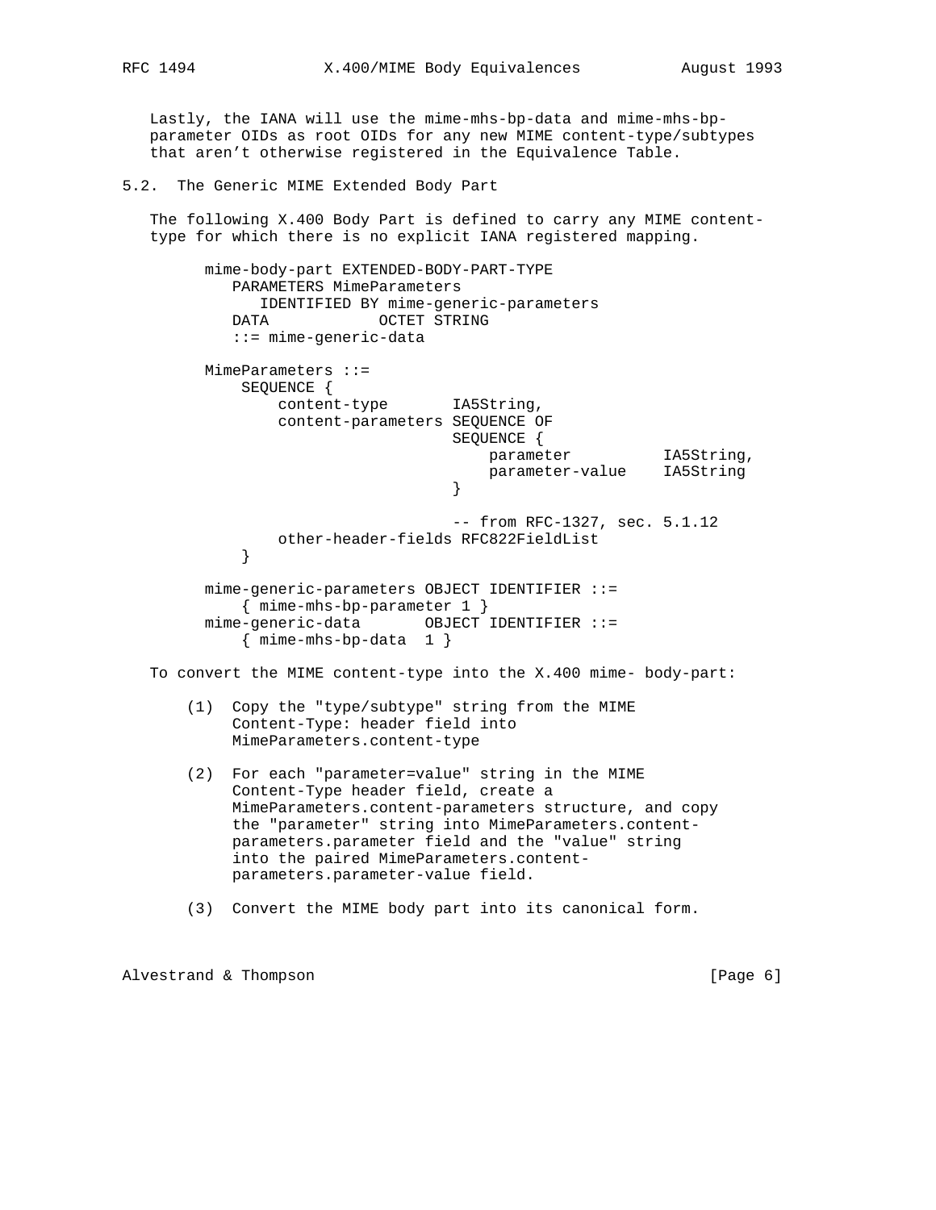Lastly, the IANA will use the mime-mhs-bp-data and mime-mhs-bp-parameter OIDs as root OIDs for any new MIME content-type/subtypes that aren't otherwise registered in the Equivalence Table.

## 5.2. The Generic MIME Extended Body Part

The following X.400 Body Part is defined to carry any MIME content-type for which there is no explicit IANA registered mapping.

```
     mime-body-part EXTENDED-BODY-PART-TYPE
        PARAMETERS MimeParameters
           IDENTIFIED BY mime-generic-parameters
        DATA            OCTET STRING
        ::= mime-generic-data

     MimeParameters ::=
         SEQUENCE {
             content-type       IA5String,
             content-parameters SEQUENCE OF
                                SEQUENCE {
                                    parameter          IA5String,
                                    parameter-value    IA5String
                                }

                                -- from RFC-1327, sec. 5.1.12
             other-header-fields RFC822FieldList
         }

     mime-generic-parameters OBJECT IDENTIFIER ::=
         { mime-mhs-bp-parameter 1 }
     mime-generic-data       OBJECT IDENTIFIER ::=
         { mime-mhs-bp-data  1 }
```

To convert the MIME content-type into the X.400 mime- body-part:

(1) Copy the "type/subtype" string from the MIME Content-Type: header field into MimeParameters.content-type

(2) For each "parameter=value" string in the MIME Content-Type header field, create a MimeParameters.content-parameters structure, and copy the "parameter" string into MimeParameters.content-parameters.parameter field and the "value" string into the paired MimeParameters.content-parameters.parameter-value field.

(3) Convert the MIME body part into its canonical form.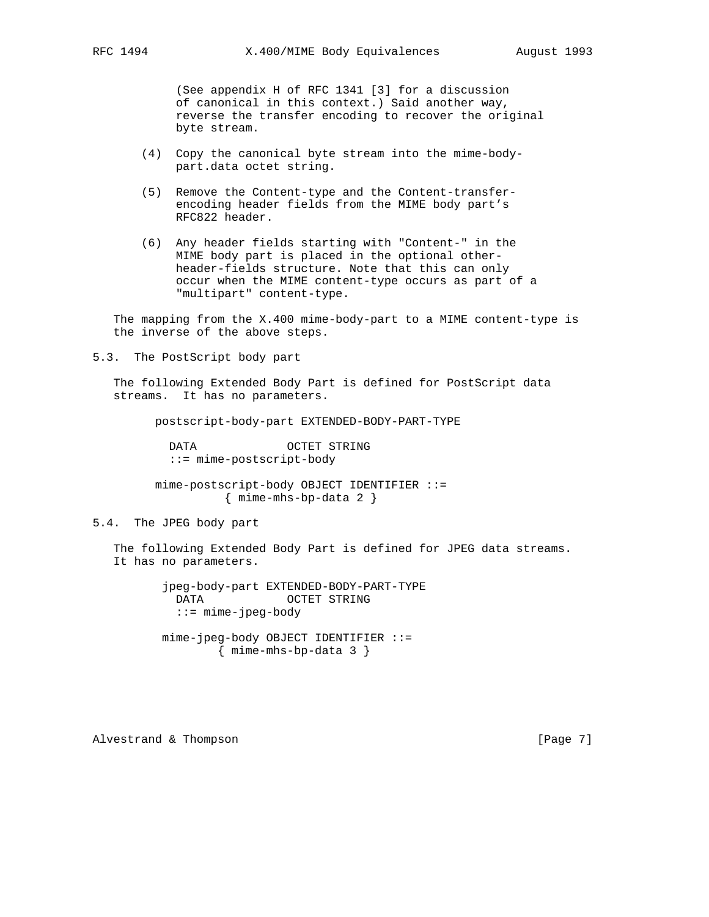(See appendix H of RFC 1341 [3] for a discussion of canonical in this context.) Said another way, reverse the transfer encoding to recover the original byte stream.

(4) Copy the canonical byte stream into the mime-body-part.data octet string.

(5) Remove the Content-type and the Content-transfer-encoding header fields from the MIME body part's RFC822 header.

(6) Any header fields starting with "Content-" in the MIME body part is placed in the optional other-header-fields structure. Note that this can only occur when the MIME content-type occurs as part of a "multipart" content-type.

The mapping from the X.400 mime-body-part to a MIME content-type is the inverse of the above steps.

## 5.3. The PostScript body part

The following Extended Body Part is defined for PostScript data streams. It has no parameters.

```
postscript-body-part EXTENDED-BODY-PART-TYPE

  DATA             OCTET STRING
  ::= mime-postscript-body

mime-postscript-body OBJECT IDENTIFIER ::=
          { mime-mhs-bp-data 2 }
```

## 5.4. The JPEG body part

The following Extended Body Part is defined for JPEG data streams. It has no parameters.

```
jpeg-body-part EXTENDED-BODY-PART-TYPE
  DATA            OCTET STRING
  ::= mime-jpeg-body

mime-jpeg-body OBJECT IDENTIFIER ::=
        { mime-mhs-bp-data 3 }
```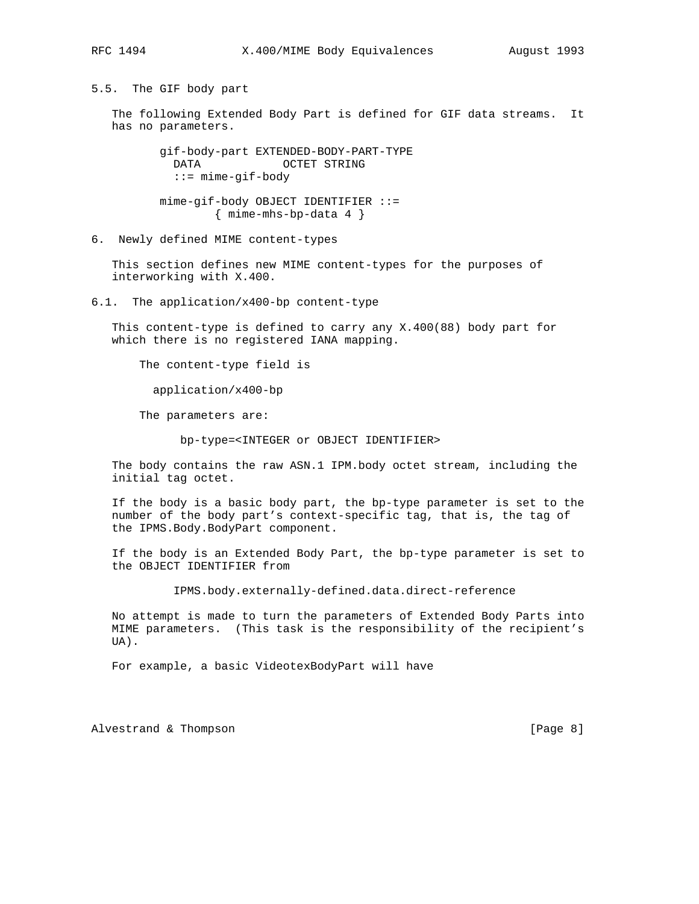## 5.5. The GIF body part

The following Extended Body Part is defined for GIF data streams. It has no parameters.

```
gif-body-part EXTENDED-BODY-PART-TYPE
  DATA            OCTET STRING
  ::= mime-gif-body

mime-gif-body OBJECT IDENTIFIER ::=
        { mime-mhs-bp-data 4 }
```

# 6. Newly defined MIME content-types

This section defines new MIME content-types for the purposes of interworking with X.400.

## 6.1. The application/x400-bp content-type

This content-type is defined to carry any X.400(88) body part for which there is no registered IANA mapping.

```
The content-type field is

  application/x400-bp

The parameters are:

      bp-type=<INTEGER or OBJECT IDENTIFIER>
```

The body contains the raw ASN.1 IPM.body octet stream, including the initial tag octet.

If the body is a basic body part, the bp-type parameter is set to the number of the body part's context-specific tag, that is, the tag of the IPMS.Body.BodyPart component.

If the body is an Extended Body Part, the bp-type parameter is set to the OBJECT IDENTIFIER from

```
IPMS.body.externally-defined.data.direct-reference
```

No attempt is made to turn the parameters of Extended Body Parts into MIME parameters. (This task is the responsibility of the recipient's UA).

For example, a basic VideotexBodyPart will have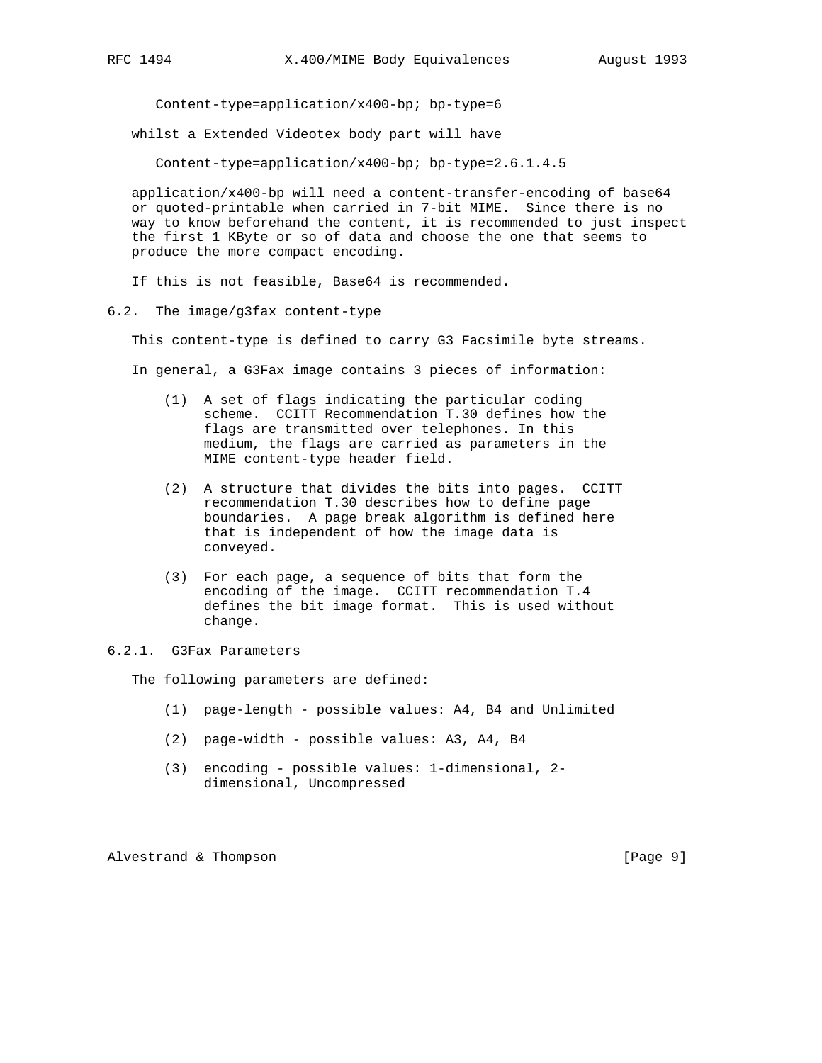```
Content-type=application/x400-bp; bp-type=6
```

whilst a Extended Videotex body part will have

```
Content-type=application/x400-bp; bp-type=2.6.1.4.5
```

application/x400-bp will need a content-transfer-encoding of base64 or quoted-printable when carried in 7-bit MIME. Since there is no way to know beforehand the content, it is recommended to just inspect the first 1 KByte or so of data and choose the one that seems to produce the more compact encoding.

If this is not feasible, Base64 is recommended.

### 6.2. The image/g3fax content-type

This content-type is defined to carry G3 Facsimile byte streams.

In general, a G3Fax image contains 3 pieces of information:

(1) A set of flags indicating the particular coding scheme. CCITT Recommendation T.30 defines how the flags are transmitted over telephones. In this medium, the flags are carried as parameters in the MIME content-type header field.

(2) A structure that divides the bits into pages. CCITT recommendation T.30 describes how to define page boundaries. A page break algorithm is defined here that is independent of how the image data is conveyed.

(3) For each page, a sequence of bits that form the encoding of the image. CCITT recommendation T.4 defines the bit image format. This is used without change.

#### 6.2.1. G3Fax Parameters

The following parameters are defined:

(1) page-length - possible values: A4, B4 and Unlimited

(2) page-width - possible values: A3, A4, B4

(3) encoding - possible values: 1-dimensional, 2-dimensional, Uncompressed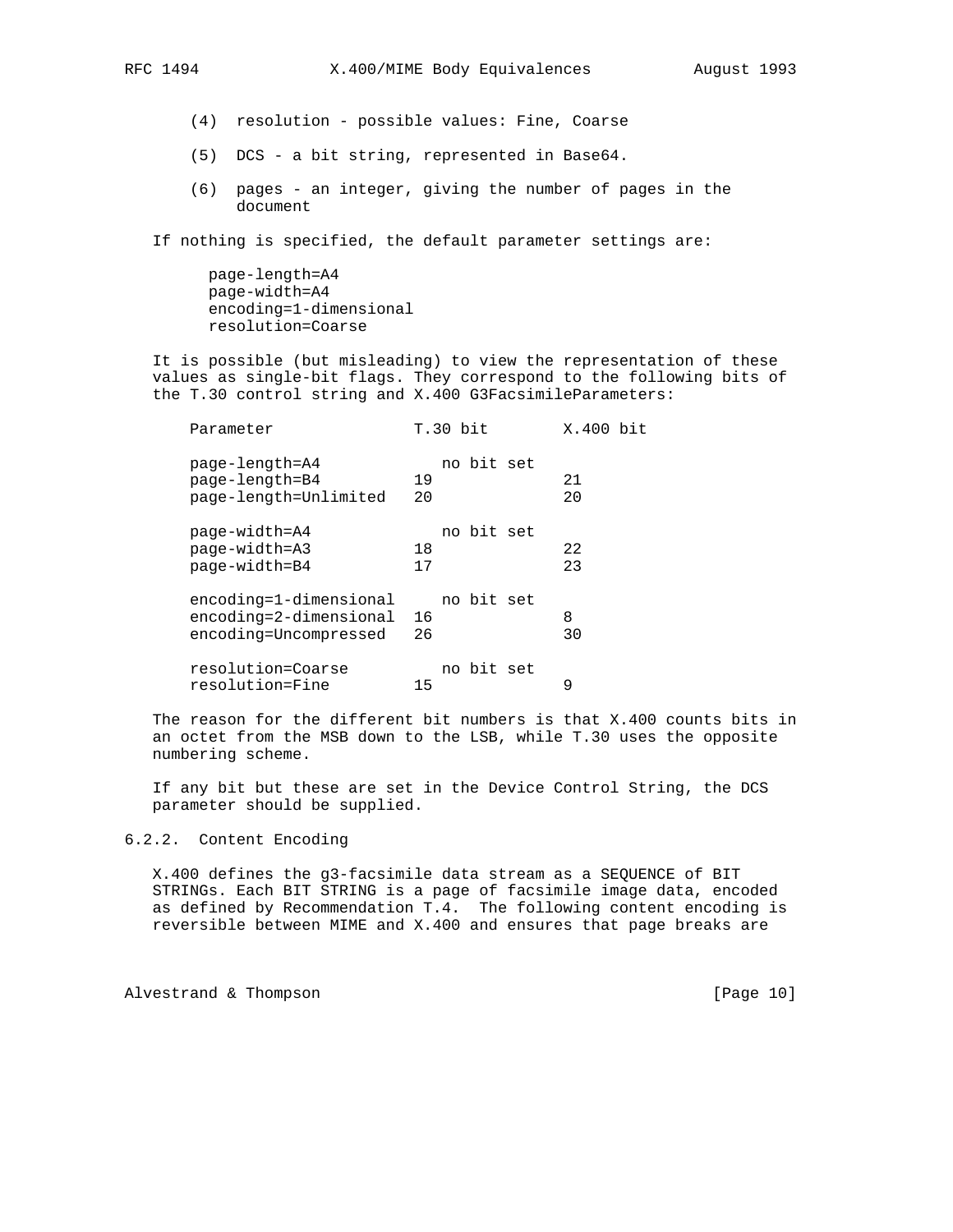(4) resolution - possible values: Fine, Coarse

(5) DCS - a bit string, represented in Base64.

(6) pages - an integer, giving the number of pages in the document

If nothing is specified, the default parameter settings are:

```
page-length=A4
page-width=A4
encoding=1-dimensional
resolution=Coarse
```

It is possible (but misleading) to view the representation of these values as single-bit flags. They correspond to the following bits of the T.30 control string and X.400 G3FacsimileParameters:

| Parameter | T.30 bit | X.400 bit |
|---|---|---|
| page-length=A4 | no bit set | |
| page-length=B4 | 19 | 21 |
| page-length=Unlimited | 20 | 20 |
| page-width=A4 | no bit set | |
| page-width=A3 | 18 | 22 |
| page-width=B4 | 17 | 23 |
| encoding=1-dimensional | no bit set | |
| encoding=2-dimensional | 16 | 8 |
| encoding=Uncompressed | 26 | 30 |
| resolution=Coarse | no bit set | |
| resolution=Fine | 15 | 9 |

The reason for the different bit numbers is that X.400 counts bits in an octet from the MSB down to the LSB, while T.30 uses the opposite numbering scheme.

If any bit but these are set in the Device Control String, the DCS parameter should be supplied.

### 6.2.2. Content Encoding

X.400 defines the g3-facsimile data stream as a SEQUENCE of BIT STRINGs. Each BIT STRING is a page of facsimile image data, encoded as defined by Recommendation T.4. The following content encoding is reversible between MIME and X.400 and ensures that page breaks are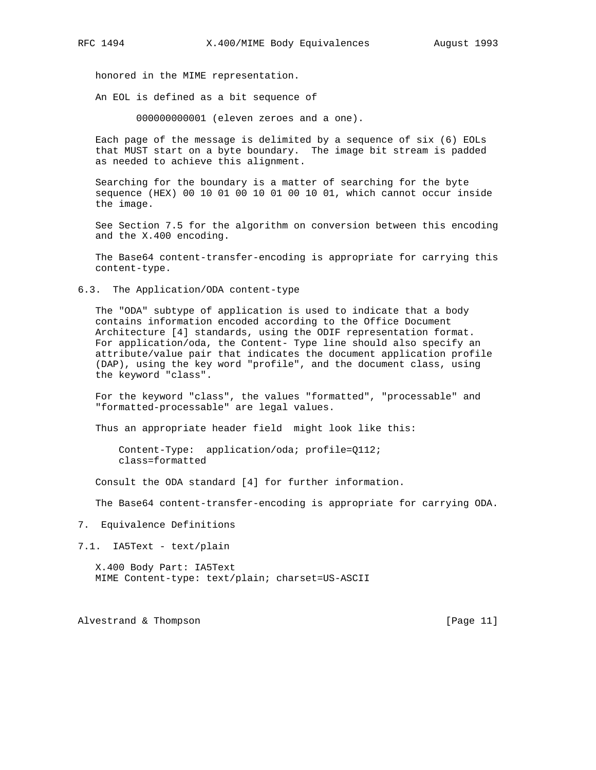honored in the MIME representation.

An EOL is defined as a bit sequence of

```
000000000001 (eleven zeroes and a one).
```

Each page of the message is delimited by a sequence of six (6) EOLs that MUST start on a byte boundary. The image bit stream is padded as needed to achieve this alignment.

Searching for the boundary is a matter of searching for the byte sequence (HEX) 00 10 01 00 10 01 00 10 01, which cannot occur inside the image.

See Section 7.5 for the algorithm on conversion between this encoding and the X.400 encoding.

The Base64 content-transfer-encoding is appropriate for carrying this content-type.

### 6.3. The Application/ODA content-type

The "ODA" subtype of application is used to indicate that a body contains information encoded according to the Office Document Architecture [4] standards, using the ODIF representation format. For application/oda, the Content- Type line should also specify an attribute/value pair that indicates the document application profile (DAP), using the key word "profile", and the document class, using the keyword "class".

For the keyword "class", the values "formatted", "processable" and "formatted-processable" are legal values.

Thus an appropriate header field might look like this:

```
Content-Type:  application/oda; profile=Q112;
class=formatted
```

Consult the ODA standard [4] for further information.

The Base64 content-transfer-encoding is appropriate for carrying ODA.

## 7. Equivalence Definitions

### 7.1. IA5Text - text/plain

X.400 Body Part: IA5Text
MIME Content-type: text/plain; charset=US-ASCII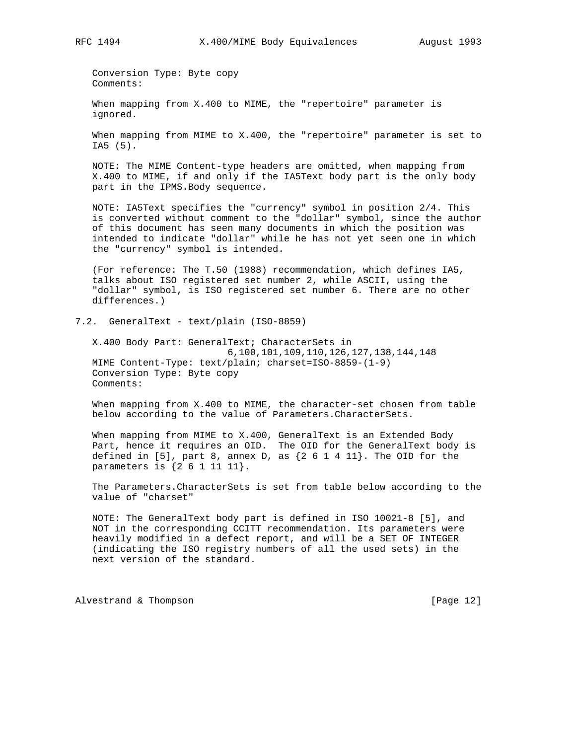Conversion Type: Byte copy
Comments:

When mapping from X.400 to MIME, the "repertoire" parameter is ignored.

When mapping from MIME to X.400, the "repertoire" parameter is set to IA5 (5).

NOTE: The MIME Content-type headers are omitted, when mapping from X.400 to MIME, if and only if the IA5Text body part is the only body part in the IPMS.Body sequence.

NOTE: IA5Text specifies the "currency" symbol in position 2/4. This is converted without comment to the "dollar" symbol, since the author of this document has seen many documents in which the position was intended to indicate "dollar" while he has not yet seen one in which the "currency" symbol is intended.

(For reference: The T.50 (1988) recommendation, which defines IA5, talks about ISO registered set number 2, while ASCII, using the "dollar" symbol, is ISO registered set number 6. There are no other differences.)

## 7.2. GeneralText - text/plain (ISO-8859)

X.400 Body Part: GeneralText; CharacterSets in
6,100,101,109,110,126,127,138,144,148
MIME Content-Type: text/plain; charset=ISO-8859-(1-9)
Conversion Type: Byte copy
Comments:

When mapping from X.400 to MIME, the character-set chosen from table below according to the value of Parameters.CharacterSets.

When mapping from MIME to X.400, GeneralText is an Extended Body Part, hence it requires an OID. The OID for the GeneralText body is defined in [5], part 8, annex D, as {2 6 1 4 11}. The OID for the parameters is {2 6 1 11 11}.

The Parameters.CharacterSets is set from table below according to the value of "charset"

NOTE: The GeneralText body part is defined in ISO 10021-8 [5], and NOT in the corresponding CCITT recommendation. Its parameters were heavily modified in a defect report, and will be a SET OF INTEGER (indicating the ISO registry numbers of all the used sets) in the next version of the standard.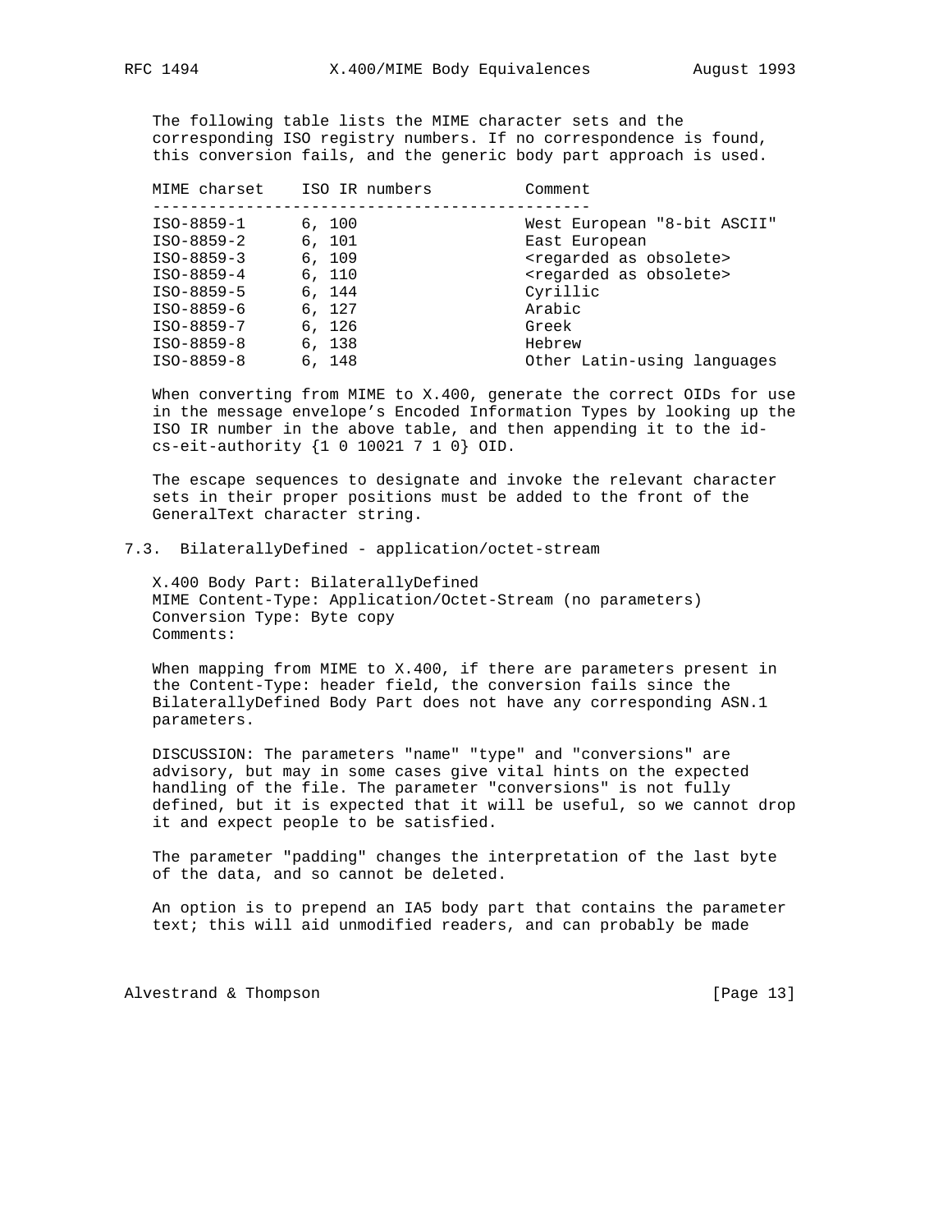The following table lists the MIME character sets and the corresponding ISO registry numbers. If no correspondence is found, this conversion fails, and the generic body part approach is used.

| MIME charset | ISO IR numbers | Comment |
| --- | --- | --- |
| ISO-8859-1 | 6, 100 | West European "8-bit ASCII" |
| ISO-8859-2 | 6, 101 | East European |
| ISO-8859-3 | 6, 109 | <regarded as obsolete> |
| ISO-8859-4 | 6, 110 | <regarded as obsolete> |
| ISO-8859-5 | 6, 144 | Cyrillic |
| ISO-8859-6 | 6, 127 | Arabic |
| ISO-8859-7 | 6, 126 | Greek |
| ISO-8859-8 | 6, 138 | Hebrew |
| ISO-8859-8 | 6, 148 | Other Latin-using languages |

When converting from MIME to X.400, generate the correct OIDs for use in the message envelope's Encoded Information Types by looking up the ISO IR number in the above table, and then appending it to the id-cs-eit-authority {1 0 10021 7 1 0} OID.

The escape sequences to designate and invoke the relevant character sets in their proper positions must be added to the front of the GeneralText character string.

## 7.3. BilaterallyDefined - application/octet-stream

X.400 Body Part: BilaterallyDefined
MIME Content-Type: Application/Octet-Stream (no parameters)
Conversion Type: Byte copy
Comments:

When mapping from MIME to X.400, if there are parameters present in the Content-Type: header field, the conversion fails since the BilaterallyDefined Body Part does not have any corresponding ASN.1 parameters.

DISCUSSION: The parameters "name" "type" and "conversions" are advisory, but may in some cases give vital hints on the expected handling of the file. The parameter "conversions" is not fully defined, but it is expected that it will be useful, so we cannot drop it and expect people to be satisfied.

The parameter "padding" changes the interpretation of the last byte of the data, and so cannot be deleted.

An option is to prepend an IA5 body part that contains the parameter text; this will aid unmodified readers, and can probably be made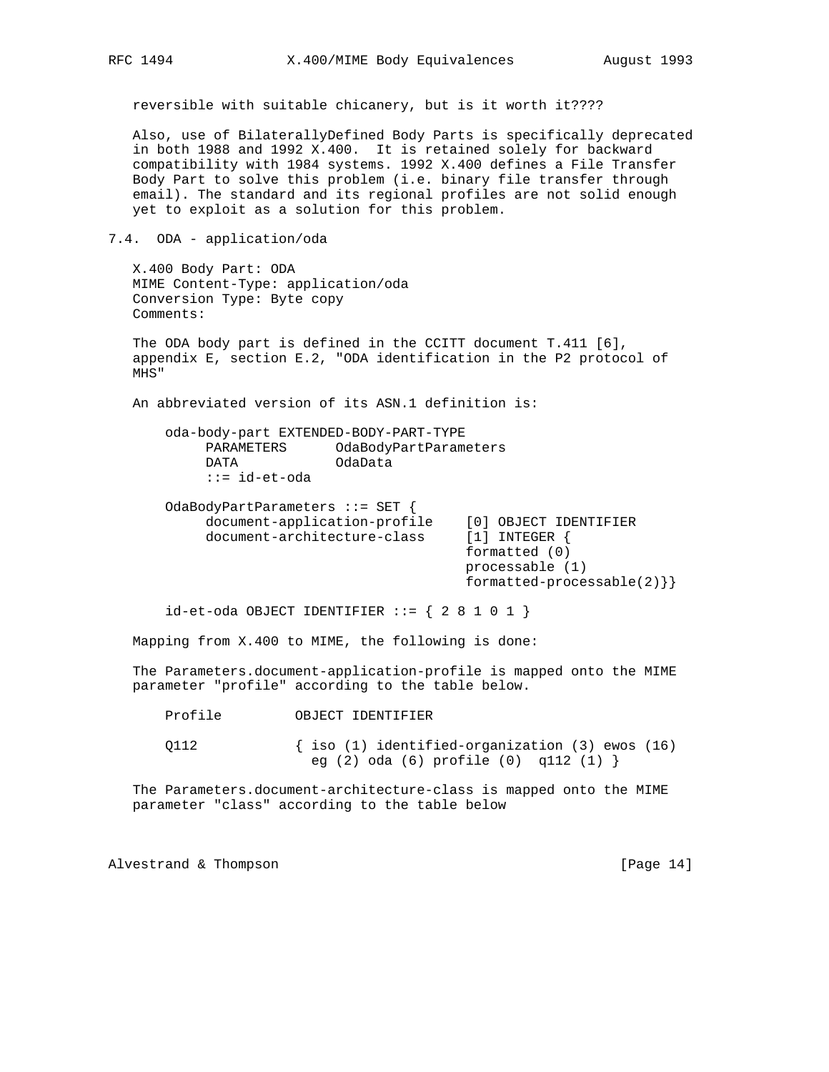reversible with suitable chicanery, but is it worth it????

Also, use of BilaterallyDefined Body Parts is specifically deprecated in both 1988 and 1992 X.400. It is retained solely for backward compatibility with 1984 systems. 1992 X.400 defines a File Transfer Body Part to solve this problem (i.e. binary file transfer through email). The standard and its regional profiles are not solid enough yet to exploit as a solution for this problem.

## 7.4. ODA - application/oda

X.400 Body Part: ODA
MIME Content-Type: application/oda
Conversion Type: Byte copy
Comments:

The ODA body part is defined in the CCITT document T.411 [6], appendix E, section E.2, "ODA identification in the P2 protocol of MHS"

An abbreviated version of its ASN.1 definition is:

```
oda-body-part EXTENDED-BODY-PART-TYPE
     PARAMETERS      OdaBodyPartParameters
     DATA            OdaData
     ::= id-et-oda

OdaBodyPartParameters ::= SET {
     document-application-profile    [0] OBJECT IDENTIFIER
     document-architecture-class     [1] INTEGER {
                                     formatted (0)
                                     processable (1)
                                     formatted-processable(2)}}

id-et-oda OBJECT IDENTIFIER ::= { 2 8 1 0 1 }
```

Mapping from X.400 to MIME, the following is done:

The Parameters.document-application-profile is mapped onto the MIME parameter "profile" according to the table below.

```
Profile         OBJECT IDENTIFIER

Q112            { iso (1) identified-organization (3) ewos (16)
                  eg (2) oda (6) profile (0)  q112 (1) }
```

The Parameters.document-architecture-class is mapped onto the MIME parameter "class" according to the table below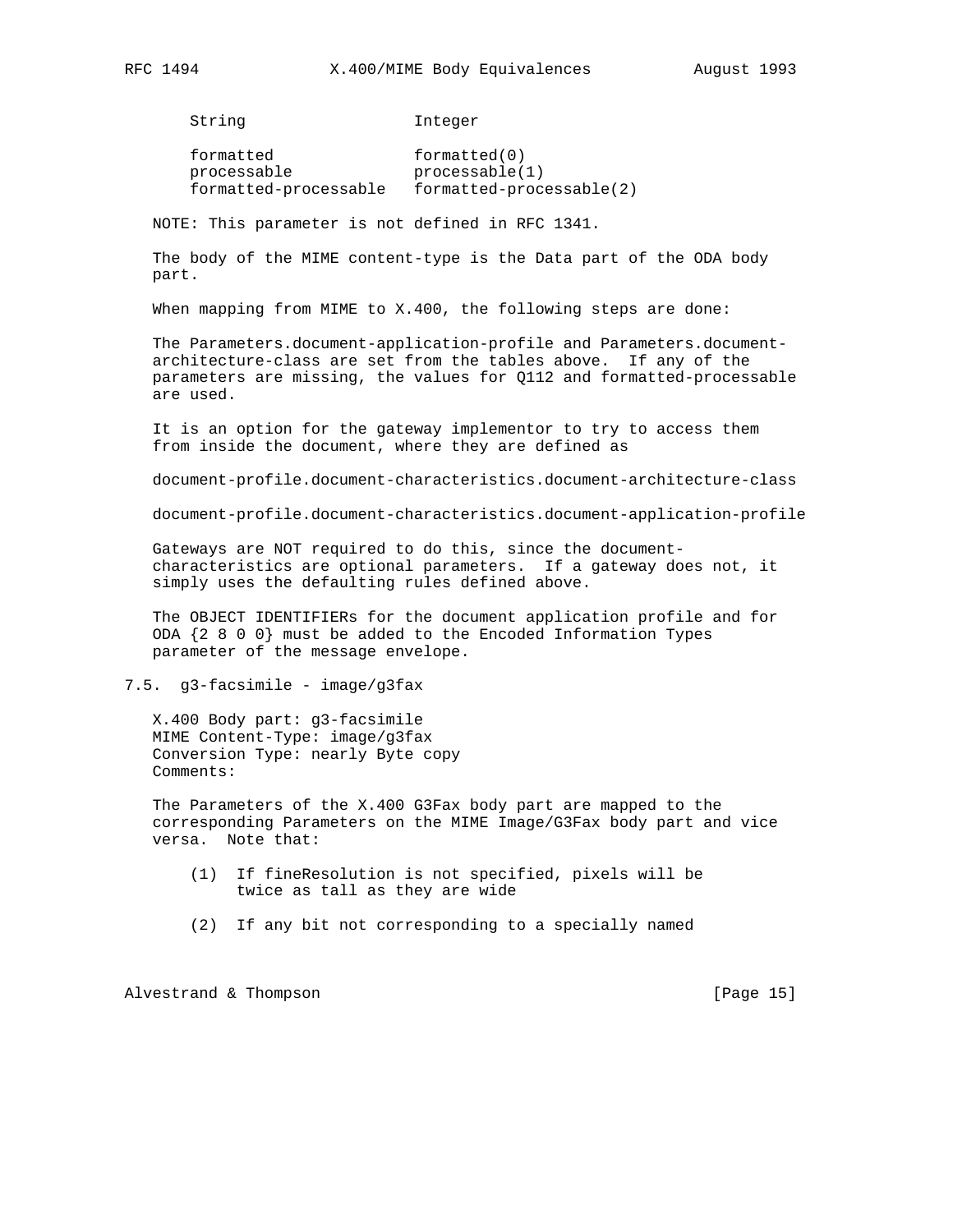| String | Integer |
|---|---|
| formatted | formatted(0) |
| processable | processable(1) |
| formatted-processable | formatted-processable(2) |

NOTE: This parameter is not defined in RFC 1341.

The body of the MIME content-type is the Data part of the ODA body part.

When mapping from MIME to X.400, the following steps are done:

The Parameters.document-application-profile and Parameters.document-architecture-class are set from the tables above. If any of the parameters are missing, the values for Q112 and formatted-processable are used.

It is an option for the gateway implementor to try to access them from inside the document, where they are defined as

document-profile.document-characteristics.document-architecture-class

document-profile.document-characteristics.document-application-profile

Gateways are NOT required to do this, since the document-characteristics are optional parameters. If a gateway does not, it simply uses the defaulting rules defined above.

The OBJECT IDENTIFIERs for the document application profile and for ODA {2 8 0 0} must be added to the Encoded Information Types parameter of the message envelope.

## 7.5. g3-facsimile - image/g3fax

X.400 Body part: g3-facsimile
MIME Content-Type: image/g3fax
Conversion Type: nearly Byte copy
Comments:

The Parameters of the X.400 G3Fax body part are mapped to the corresponding Parameters on the MIME Image/G3Fax body part and vice versa. Note that:

(1) If fineResolution is not specified, pixels will be twice as tall as they are wide

(2) If any bit not corresponding to a specially named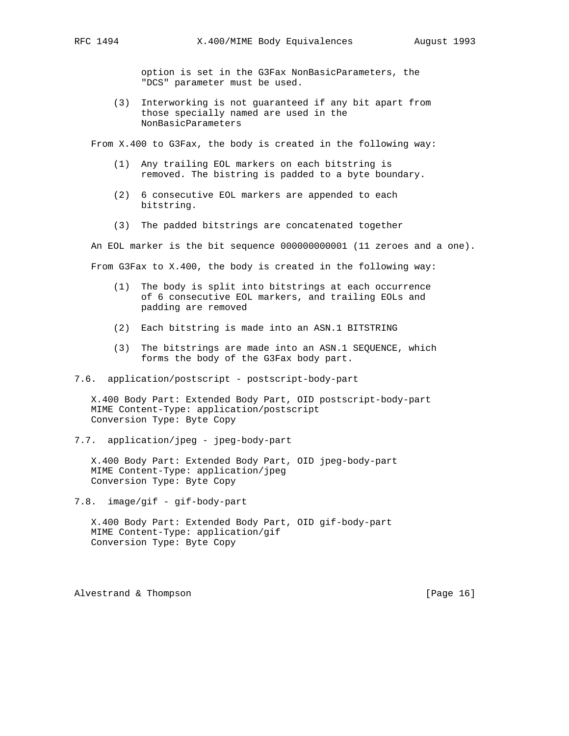option is set in the G3Fax NonBasicParameters, the "DCS" parameter must be used.

(3) Interworking is not guaranteed if any bit apart from those specially named are used in the NonBasicParameters

From X.400 to G3Fax, the body is created in the following way:

(1) Any trailing EOL markers on each bitstring is removed. The bistring is padded to a byte boundary.

(2) 6 consecutive EOL markers are appended to each bitstring.

(3) The padded bitstrings are concatenated together

An EOL marker is the bit sequence 000000000001 (11 zeroes and a one).

From G3Fax to X.400, the body is created in the following way:

(1) The body is split into bitstrings at each occurrence of 6 consecutive EOL markers, and trailing EOLs and padding are removed

(2) Each bitstring is made into an ASN.1 BITSTRING

(3) The bitstrings are made into an ASN.1 SEQUENCE, which forms the body of the G3Fax body part.

## 7.6. application/postscript - postscript-body-part

X.400 Body Part: Extended Body Part, OID postscript-body-part
MIME Content-Type: application/postscript
Conversion Type: Byte Copy

## 7.7. application/jpeg - jpeg-body-part

X.400 Body Part: Extended Body Part, OID jpeg-body-part
MIME Content-Type: application/jpeg
Conversion Type: Byte Copy

## 7.8. image/gif - gif-body-part

X.400 Body Part: Extended Body Part, OID gif-body-part
MIME Content-Type: application/gif
Conversion Type: Byte Copy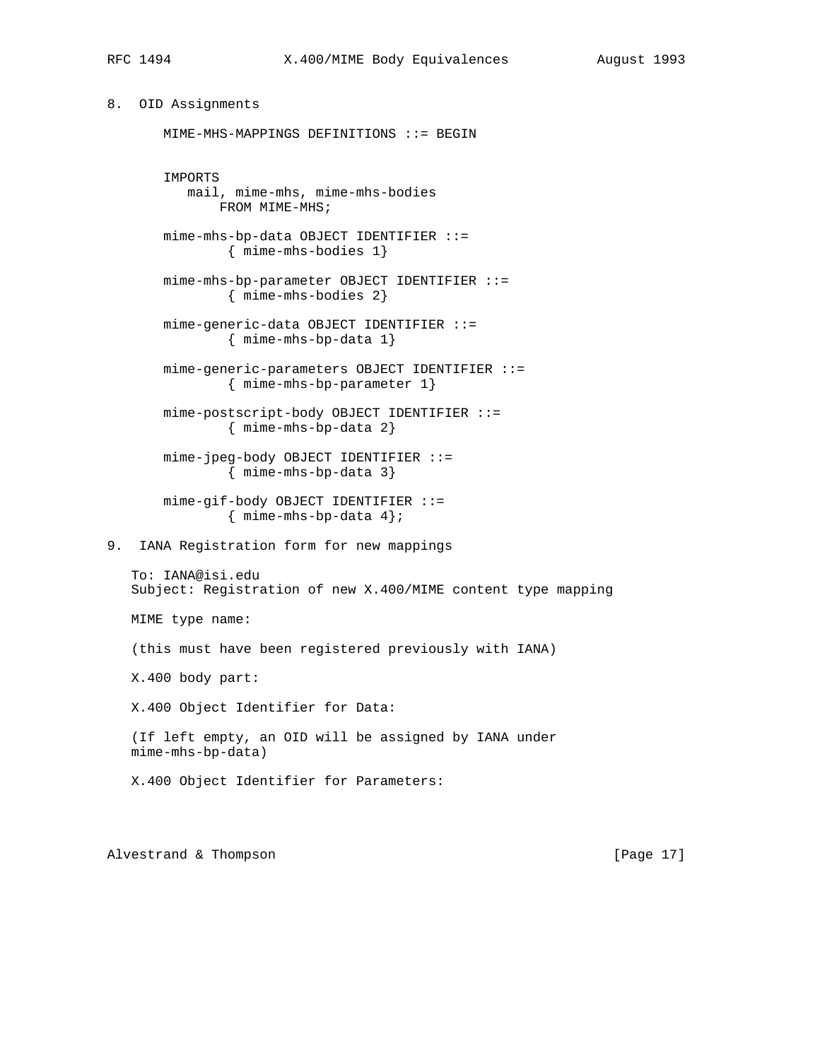## 8. OID Assignments

```
MIME-MHS-MAPPINGS DEFINITIONS ::= BEGIN


IMPORTS
   mail, mime-mhs, mime-mhs-bodies
       FROM MIME-MHS;

mime-mhs-bp-data OBJECT IDENTIFIER ::=
        { mime-mhs-bodies 1}

mime-mhs-bp-parameter OBJECT IDENTIFIER ::=
        { mime-mhs-bodies 2}

mime-generic-data OBJECT IDENTIFIER ::=
        { mime-mhs-bp-data 1}

mime-generic-parameters OBJECT IDENTIFIER ::=
        { mime-mhs-bp-parameter 1}

mime-postscript-body OBJECT IDENTIFIER ::=
        { mime-mhs-bp-data 2}

mime-jpeg-body OBJECT IDENTIFIER ::=
        { mime-mhs-bp-data 3}

mime-gif-body OBJECT IDENTIFIER ::=
        { mime-mhs-bp-data 4};
```

## 9. IANA Registration form for new mappings

```
To: IANA@isi.edu
Subject: Registration of new X.400/MIME content type mapping

MIME type name:

(this must have been registered previously with IANA)

X.400 body part:

X.400 Object Identifier for Data:

(If left empty, an OID will be assigned by IANA under
mime-mhs-bp-data)

X.400 Object Identifier for Parameters:
```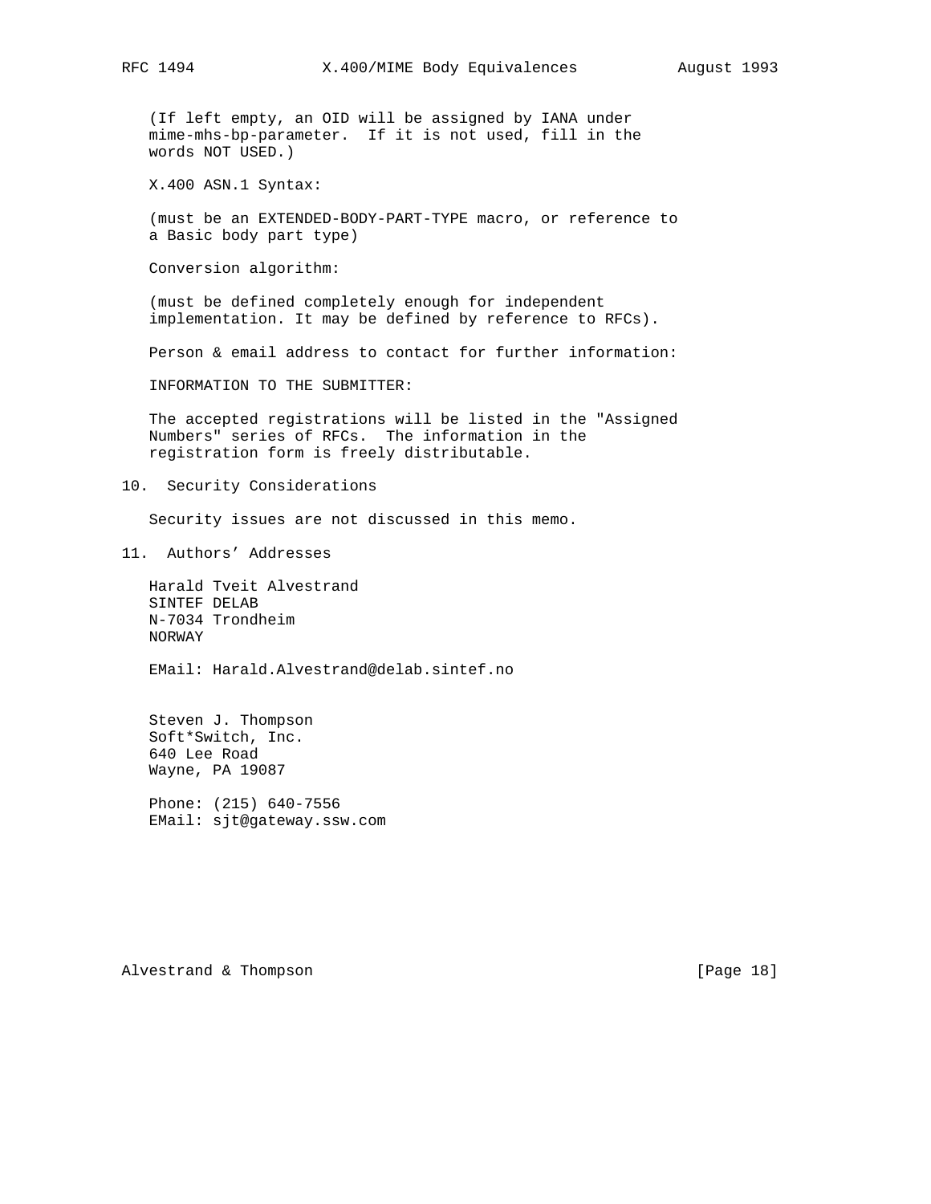(If left empty, an OID will be assigned by IANA under mime-mhs-bp-parameter. If it is not used, fill in the words NOT USED.)

X.400 ASN.1 Syntax:

(must be an EXTENDED-BODY-PART-TYPE macro, or reference to a Basic body part type)

Conversion algorithm:

(must be defined completely enough for independent implementation. It may be defined by reference to RFCs).

Person & email address to contact for further information:

INFORMATION TO THE SUBMITTER:

The accepted registrations will be listed in the "Assigned Numbers" series of RFCs. The information in the registration form is freely distributable.

## 10. Security Considerations

Security issues are not discussed in this memo.

## 11. Authors' Addresses

Harald Tveit Alvestrand
SINTEF DELAB
N-7034 Trondheim
NORWAY

EMail: Harald.Alvestrand@delab.sintef.no

Steven J. Thompson
Soft*Switch, Inc.
640 Lee Road
Wayne, PA 19087

Phone: (215) 640-7556
EMail: sjt@gateway.ssw.com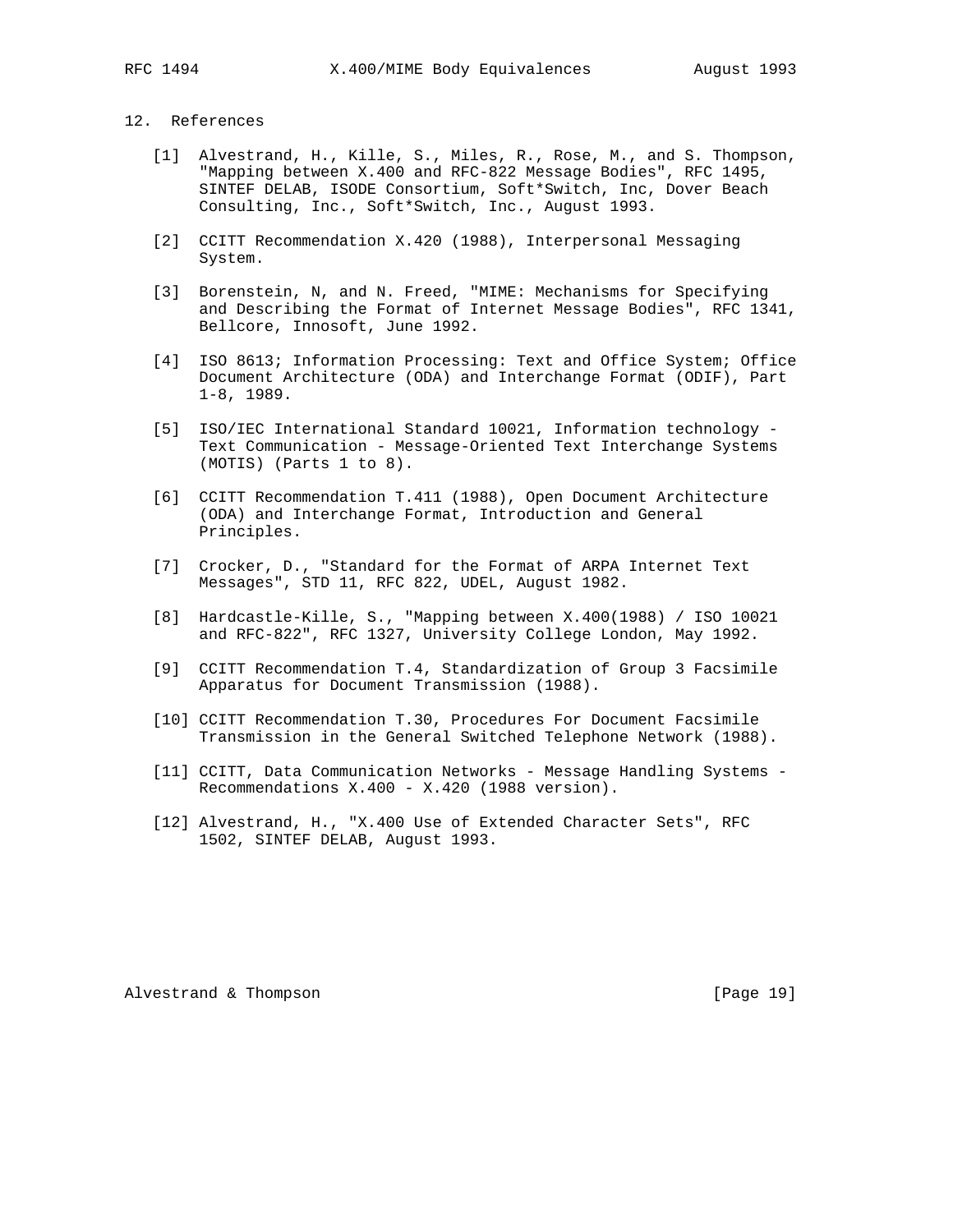## 12. References

[1] Alvestrand, H., Kille, S., Miles, R., Rose, M., and S. Thompson, "Mapping between X.400 and RFC-822 Message Bodies", RFC 1495, SINTEF DELAB, ISODE Consortium, Soft*Switch, Inc, Dover Beach Consulting, Inc., Soft*Switch, Inc., August 1993.

[2] CCITT Recommendation X.420 (1988), Interpersonal Messaging System.

[3] Borenstein, N, and N. Freed, "MIME: Mechanisms for Specifying and Describing the Format of Internet Message Bodies", RFC 1341, Bellcore, Innosoft, June 1992.

[4] ISO 8613; Information Processing: Text and Office System; Office Document Architecture (ODA) and Interchange Format (ODIF), Part 1-8, 1989.

[5] ISO/IEC International Standard 10021, Information technology - Text Communication - Message-Oriented Text Interchange Systems (MOTIS) (Parts 1 to 8).

[6] CCITT Recommendation T.411 (1988), Open Document Architecture (ODA) and Interchange Format, Introduction and General Principles.

[7] Crocker, D., "Standard for the Format of ARPA Internet Text Messages", STD 11, RFC 822, UDEL, August 1982.

[8] Hardcastle-Kille, S., "Mapping between X.400(1988) / ISO 10021 and RFC-822", RFC 1327, University College London, May 1992.

[9] CCITT Recommendation T.4, Standardization of Group 3 Facsimile Apparatus for Document Transmission (1988).

[10] CCITT Recommendation T.30, Procedures For Document Facsimile Transmission in the General Switched Telephone Network (1988).

[11] CCITT, Data Communication Networks - Message Handling Systems - Recommendations X.400 - X.420 (1988 version).

[12] Alvestrand, H., "X.400 Use of Extended Character Sets", RFC 1502, SINTEF DELAB, August 1993.